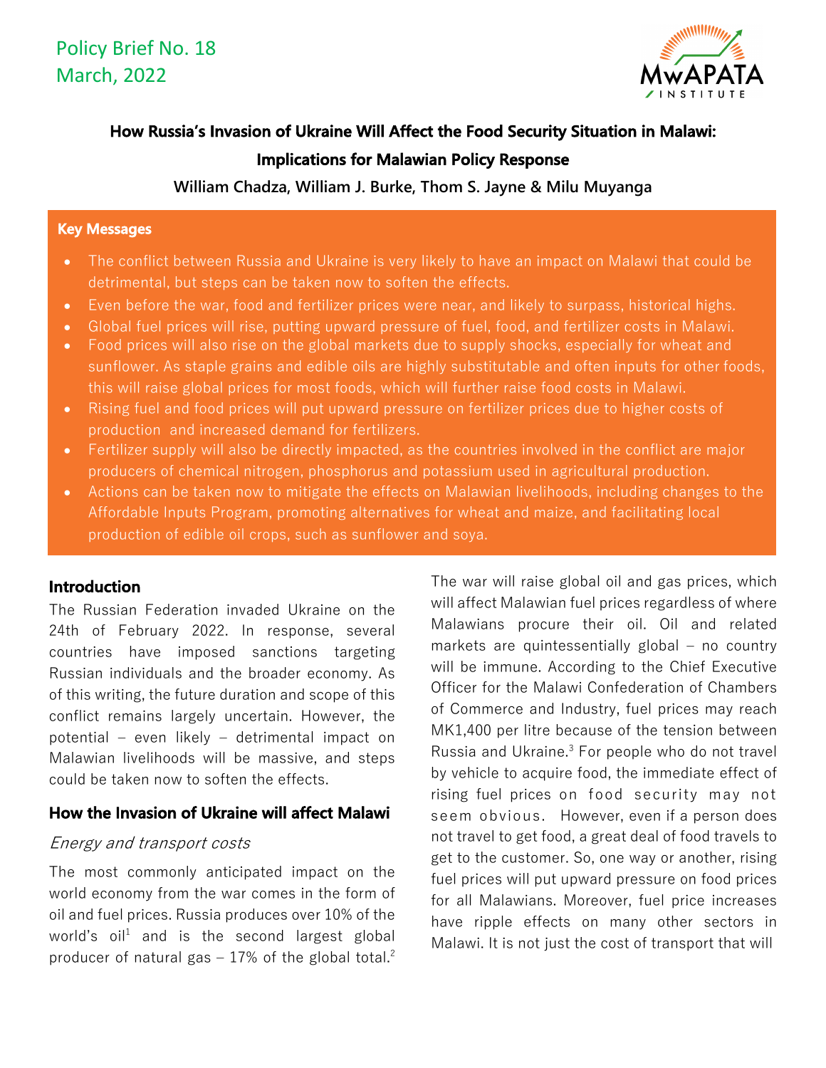Policy Brief No. 18
March, 2022

# How Russia's Invasion of Ukraine Will Affect the Food Security Situation in Malawi: Implications for Malawian Policy Response

**William Chadza, William J. Burke, Thom S. Jayne & Milu Muyanga**

**Key Messages**

- The conflict between Russia and Ukraine is very likely to have an impact on Malawi that could be detrimental, but steps can be taken now to soften the effects.
- Even before the war, food and fertilizer prices were near, and likely to surpass, historical highs.
- Global fuel prices will rise, putting upward pressure of fuel, food, and fertilizer costs in Malawi.
- Food prices will also rise on the global markets due to supply shocks, especially for wheat and sunflower. As staple grains and edible oils are highly substitutable and often inputs for other foods, this will raise global prices for most foods, which will further raise food costs in Malawi.
- Rising fuel and food prices will put upward pressure on fertilizer prices due to higher costs of production and increased demand for fertilizers.
- Fertilizer supply will also be directly impacted, as the countries involved in the conflict are major producers of chemical nitrogen, phosphorus and potassium used in agricultural production.
- Actions can be taken now to mitigate the effects on Malawian livelihoods, including changes to the Affordable Inputs Program, promoting alternatives for wheat and maize, and facilitating local production of edible oil crops, such as sunflower and soya.

## Introduction

The Russian Federation invaded Ukraine on the 24th of February 2022. In response, several countries have imposed sanctions targeting Russian individuals and the broader economy. As of this writing, the future duration and scope of this conflict remains largely uncertain. However, the potential – even likely – detrimental impact on Malawian livelihoods will be massive, and steps could be taken now to soften the effects.

## How the Invasion of Ukraine will affect Malawi

### *Energy and transport costs*

The most commonly anticipated impact on the world economy from the war comes in the form of oil and fuel prices. Russia produces over 10% of the world's oil[1] and is the second largest global producer of natural gas – 17% of the global total.[2] The war will raise global oil and gas prices, which will affect Malawian fuel prices regardless of where Malawians procure their oil. Oil and related markets are quintessentially global – no country will be immune. According to the Chief Executive Officer for the Malawi Confederation of Chambers of Commerce and Industry, fuel prices may reach MK1,400 per litre because of the tension between Russia and Ukraine.[3] For people who do not travel by vehicle to acquire food, the immediate effect of rising fuel prices on food security may not seem obvious. However, even if a person does not travel to get food, a great deal of food travels to get to the customer. So, one way or another, rising fuel prices will put upward pressure on food prices for all Malawians. Moreover, fuel price increases have ripple effects on many other sectors in Malawi. It is not just the cost of transport that will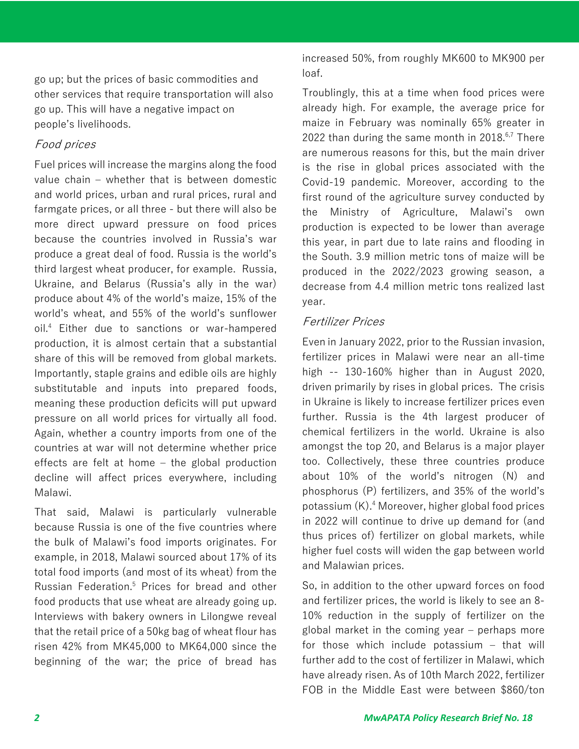go up; but the prices of basic commodities and other services that require transportation will also go up. This will have a negative impact on people's livelihoods.

### *Food prices*

Fuel prices will increase the margins along the food value chain – whether that is between domestic and world prices, urban and rural prices, rural and farmgate prices, or all three - but there will also be more direct upward pressure on food prices because the countries involved in Russia's war produce a great deal of food. Russia is the world's third largest wheat producer, for example. Russia, Ukraine, and Belarus (Russia's ally in the war) produce about 4% of the world's maize, 15% of the world's wheat, and 55% of the world's sunflower oil.[4] Either due to sanctions or war-hampered production, it is almost certain that a substantial share of this will be removed from global markets. Importantly, staple grains and edible oils are highly substitutable and inputs into prepared foods, meaning these production deficits will put upward pressure on all world prices for virtually all food. Again, whether a country imports from one of the countries at war will not determine whether price effects are felt at home – the global production decline will affect prices everywhere, including Malawi.

That said, Malawi is particularly vulnerable because Russia is one of the five countries where the bulk of Malawi's food imports originates. For example, in 2018, Malawi sourced about 17% of its total food imports (and most of its wheat) from the Russian Federation.[5] Prices for bread and other food products that use wheat are already going up. Interviews with bakery owners in Lilongwe reveal that the retail price of a 50kg bag of wheat flour has risen 42% from MK45,000 to MK64,000 since the beginning of the war; the price of bread has increased 50%, from roughly MK600 to MK900 per loaf.

Troublingly, this at a time when food prices were already high. For example, the average price for maize in February was nominally 65% greater in 2022 than during the same month in 2018.[6,7] There are numerous reasons for this, but the main driver is the rise in global prices associated with the Covid-19 pandemic. Moreover, according to the first round of the agriculture survey conducted by the Ministry of Agriculture, Malawi's own production is expected to be lower than average this year, in part due to late rains and flooding in the South. 3.9 million metric tons of maize will be produced in the 2022/2023 growing season, a decrease from 4.4 million metric tons realized last year.

### *Fertilizer Prices*

Even in January 2022, prior to the Russian invasion, fertilizer prices in Malawi were near an all-time high -- 130-160% higher than in August 2020, driven primarily by rises in global prices. The crisis in Ukraine is likely to increase fertilizer prices even further. Russia is the 4th largest producer of chemical fertilizers in the world. Ukraine is also amongst the top 20, and Belarus is a major player too. Collectively, these three countries produce about 10% of the world's nitrogen (N) and phosphorus (P) fertilizers, and 35% of the world's potassium (K).[4] Moreover, higher global food prices in 2022 will continue to drive up demand for (and thus prices of) fertilizer on global markets, while higher fuel costs will widen the gap between world and Malawian prices.

So, in addition to the other upward forces on food and fertilizer prices, the world is likely to see an 8-10% reduction in the supply of fertilizer on the global market in the coming year – perhaps more for those which include potassium – that will further add to the cost of fertilizer in Malawi, which have already risen. As of 10th March 2022, fertilizer FOB in the Middle East were between $860/ton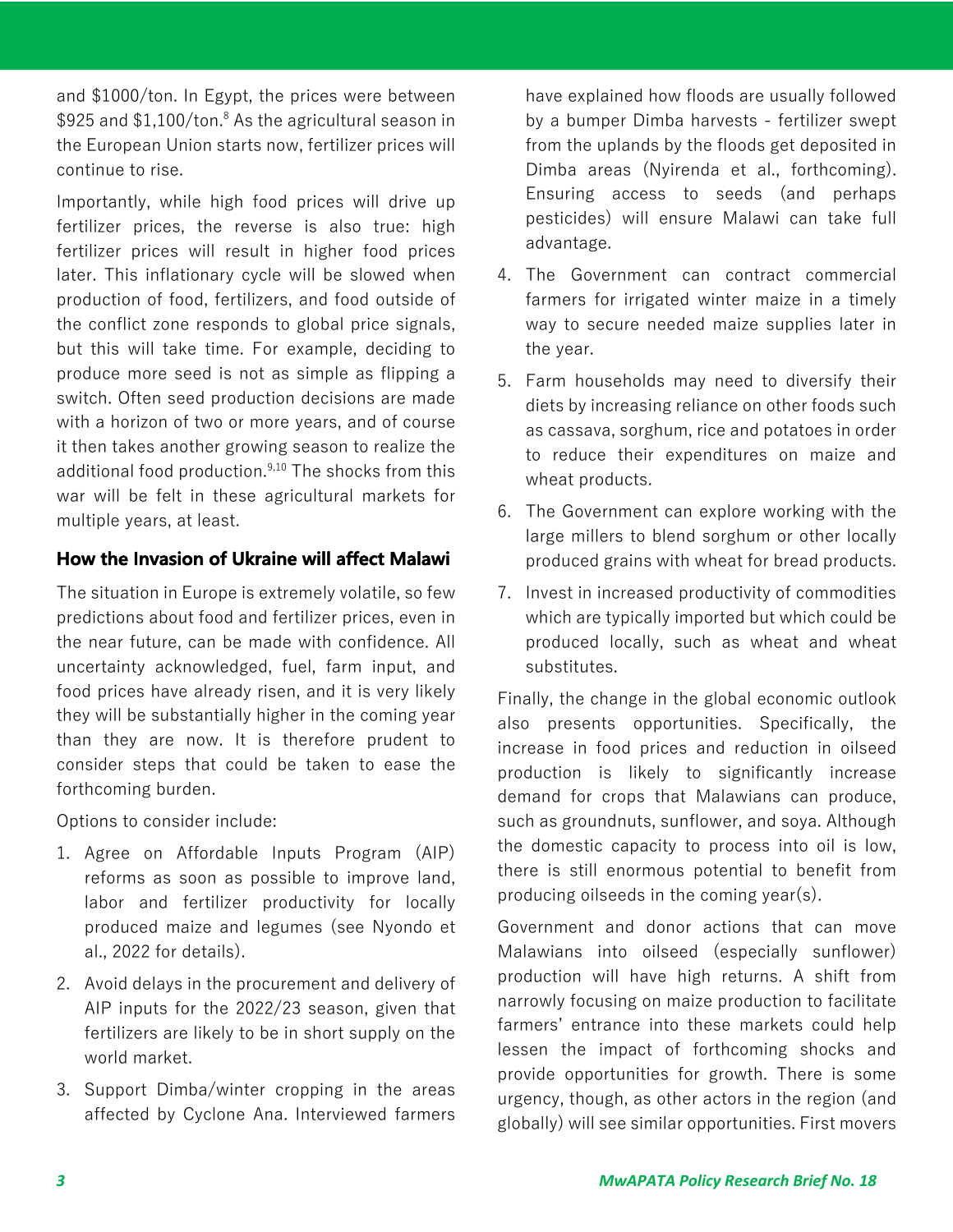and $1000/ton. In Egypt, the prices were between $925 and $1,100/ton.[8] As the agricultural season in the European Union starts now, fertilizer prices will continue to rise.

Importantly, while high food prices will drive up fertilizer prices, the reverse is also true: high fertilizer prices will result in higher food prices later. This inflationary cycle will be slowed when production of food, fertilizers, and food outside of the conflict zone responds to global price signals, but this will take time. For example, deciding to produce more seed is not as simple as flipping a switch. Often seed production decisions are made with a horizon of two or more years, and of course it then takes another growing season to realize the additional food production.[9,10] The shocks from this war will be felt in these agricultural markets for multiple years, at least.

## How the Invasion of Ukraine will affect Malawi

The situation in Europe is extremely volatile, so few predictions about food and fertilizer prices, even in the near future, can be made with confidence. All uncertainty acknowledged, fuel, farm input, and food prices have already risen, and it is very likely they will be substantially higher in the coming year than they are now. It is therefore prudent to consider steps that could be taken to ease the forthcoming burden.

Options to consider include:

1. Agree on Affordable Inputs Program (AIP) reforms as soon as possible to improve land, labor and fertilizer productivity for locally produced maize and legumes (see Nyondo et al., 2022 for details).
2. Avoid delays in the procurement and delivery of AIP inputs for the 2022/23 season, given that fertilizers are likely to be in short supply on the world market.
3. Support Dimba/winter cropping in the areas affected by Cyclone Ana. Interviewed farmers have explained how floods are usually followed by a bumper Dimba harvests - fertilizer swept from the uplands by the floods get deposited in Dimba areas (Nyirenda et al., forthcoming). Ensuring access to seeds (and perhaps pesticides) will ensure Malawi can take full advantage.
4. The Government can contract commercial farmers for irrigated winter maize in a timely way to secure needed maize supplies later in the year.
5. Farm households may need to diversify their diets by increasing reliance on other foods such as cassava, sorghum, rice and potatoes in order to reduce their expenditures on maize and wheat products.
6. The Government can explore working with the large millers to blend sorghum or other locally produced grains with wheat for bread products.
7. Invest in increased productivity of commodities which are typically imported but which could be produced locally, such as wheat and wheat substitutes.

Finally, the change in the global economic outlook also presents opportunities. Specifically, the increase in food prices and reduction in oilseed production is likely to significantly increase demand for crops that Malawians can produce, such as groundnuts, sunflower, and soya. Although the domestic capacity to process into oil is low, there is still enormous potential to benefit from producing oilseeds in the coming year(s).

Government and donor actions that can move Malawians into oilseed (especially sunflower) production will have high returns. A shift from narrowly focusing on maize production to facilitate farmers' entrance into these markets could help lessen the impact of forthcoming shocks and provide opportunities for growth. There is some urgency, though, as other actors in the region (and globally) will see similar opportunities. First movers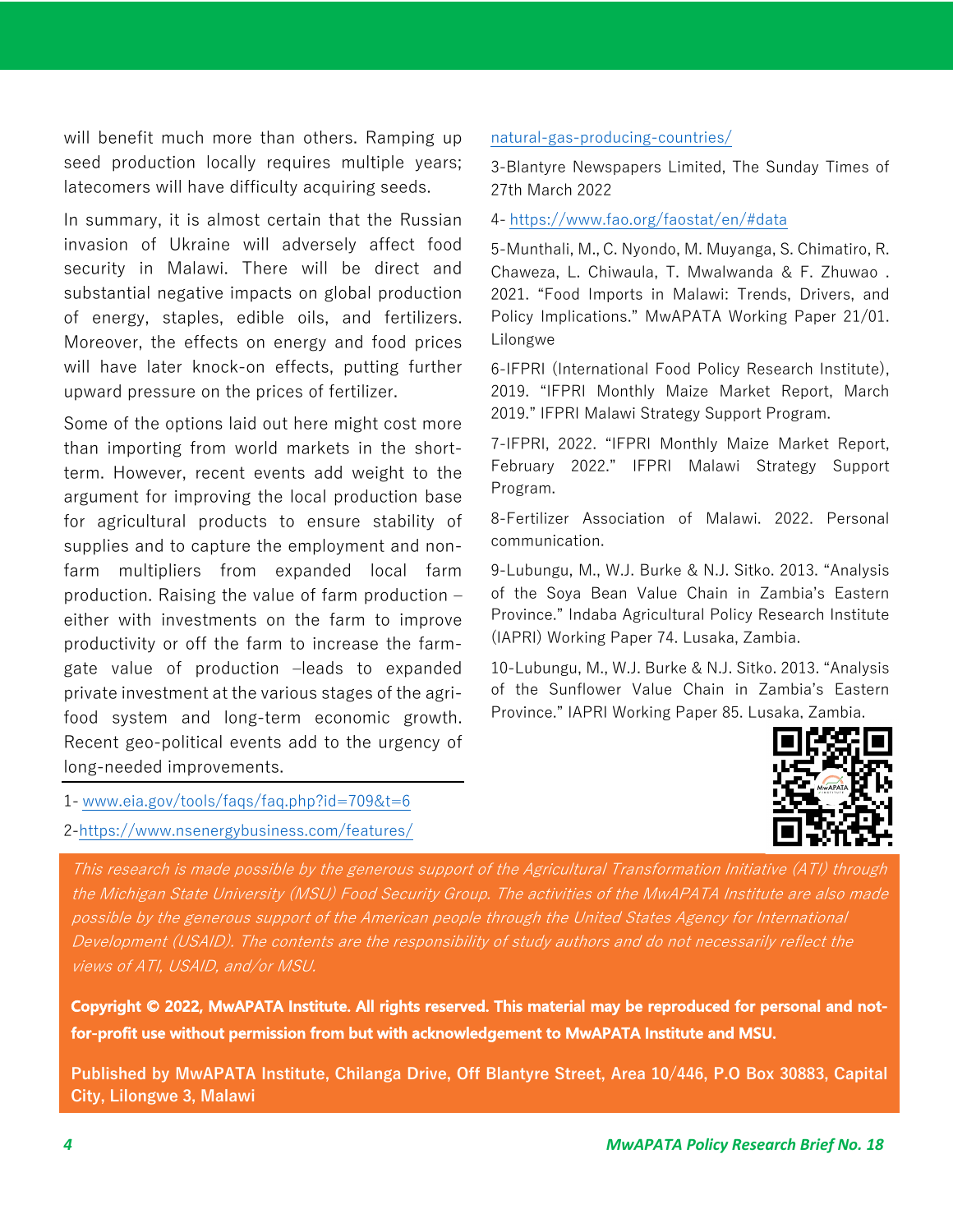will benefit much more than others. Ramping up seed production locally requires multiple years; latecomers will have difficulty acquiring seeds.

In summary, it is almost certain that the Russian invasion of Ukraine will adversely affect food security in Malawi. There will be direct and substantial negative impacts on global production of energy, staples, edible oils, and fertilizers. Moreover, the effects on energy and food prices will have later knock-on effects, putting further upward pressure on the prices of fertilizer.

Some of the options laid out here might cost more than importing from world markets in the short-term. However, recent events add weight to the argument for improving the local production base for agricultural products to ensure stability of supplies and to capture the employment and non-farm multipliers from expanded local farm production. Raising the value of farm production – either with investments on the farm to improve productivity or off the farm to increase the farm-gate value of production –leads to expanded private investment at the various stages of the agri-food system and long-term economic growth. Recent geo-political events add to the urgency of long-needed improvements.

1- www.eia.gov/tools/faqs/faq.php?id=709&t=6

2-https://www.nsenergybusiness.com/features/natural-gas-producing-countries/

3-Blantyre Newspapers Limited, The Sunday Times of 27th March 2022

4- https://www.fao.org/faostat/en/#data

5-Munthali, M., C. Nyondo, M. Muyanga, S. Chimatiro, R. Chaweza, L. Chiwaula, T. Mwalwanda & F. Zhuwao . 2021. "Food Imports in Malawi: Trends, Drivers, and Policy Implications." MwAPATA Working Paper 21/01. Lilongwe

6-IFPRI (International Food Policy Research Institute), 2019. "IFPRI Monthly Maize Market Report, March 2019." IFPRI Malawi Strategy Support Program.

7-IFPRI, 2022. "IFPRI Monthly Maize Market Report, February 2022." IFPRI Malawi Strategy Support Program.

8-Fertilizer Association of Malawi. 2022. Personal communication.

9-Lubungu, M., W.J. Burke & N.J. Sitko. 2013. "Analysis of the Soya Bean Value Chain in Zambia's Eastern Province." Indaba Agricultural Policy Research Institute (IAPRI) Working Paper 74. Lusaka, Zambia.

10-Lubungu, M., W.J. Burke & N.J. Sitko. 2013. "Analysis of the Sunflower Value Chain in Zambia's Eastern Province." IAPRI Working Paper 85. Lusaka, Zambia.

*This research is made possible by the generous support of the Agricultural Transformation Initiative (ATI) through the Michigan State University (MSU) Food Security Group. The activities of the MwAPATA Institute are also made possible by the generous support of the American people through the United States Agency for International Development (USAID). The contents are the responsibility of study authors and do not necessarily reflect the views of ATI, USAID, and/or MSU.*

**Copyright © 2022, MwAPATA Institute. All rights reserved. This material may be reproduced for personal and not-for-profit use without permission from but with acknowledgement to MwAPATA Institute and MSU.**

**Published by MwAPATA Institute, Chilanga Drive, Off Blantyre Street, Area 10/446, P.O Box 30883, Capital City, Lilongwe 3, Malawi**